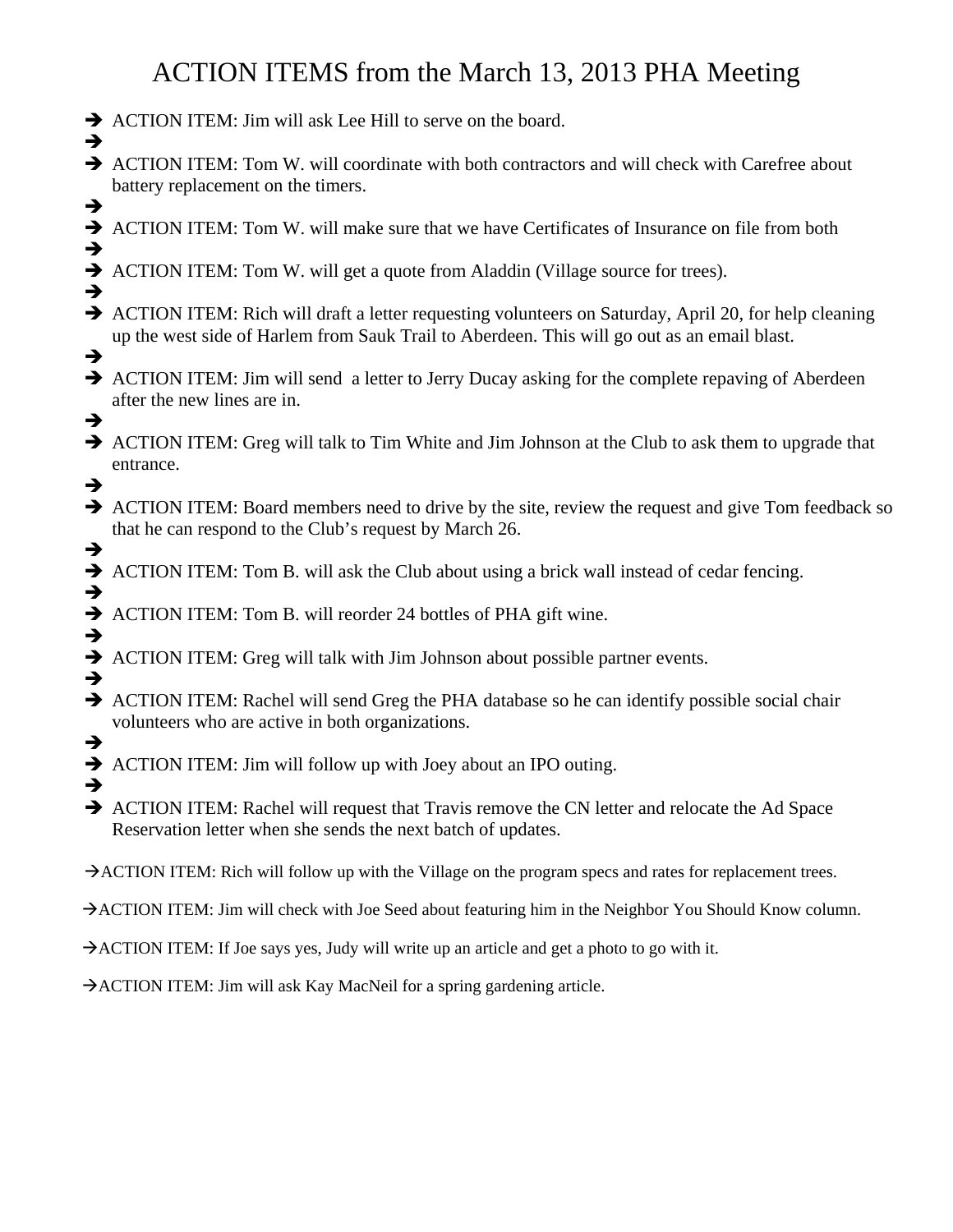# ACTION ITEMS from the March 13, 2013 PHA Meeting

- ➔ ACTION ITEM: Jim will ask Lee Hill to serve on the board.
- ➔
- ➔ ACTION ITEM: Tom W. will coordinate with both contractors and will check with Carefree about battery replacement on the timers.
- ➔
- ➔ ACTION ITEM: Tom W. will make sure that we have Certificates of Insurance on file from both
- ➔
- ➔ ACTION ITEM: Tom W. will get a quote from Aladdin (Village source for trees).
- ➔
- ➔ ACTION ITEM: Rich will draft a letter requesting volunteers on Saturday, April 20, for help cleaning up the west side of Harlem from Sauk Trail to Aberdeen. This will go out as an email blast.
- ➔
- ➔ ACTION ITEM: Jim will send a letter to Jerry Ducay asking for the complete repaving of Aberdeen after the new lines are in.
- ➔
- ➔ ACTION ITEM: Greg will talk to Tim White and Jim Johnson at the Club to ask them to upgrade that entrance.
- ➔
- ➔ ACTION ITEM: Board members need to drive by the site, review the request and give Tom feedback so that he can respond to the Club's request by March 26.
- ➔
- ➔ ACTION ITEM: Tom B. will ask the Club about using a brick wall instead of cedar fencing.
- ➔
- ➔ ACTION ITEM: Tom B. will reorder 24 bottles of PHA gift wine.
- ➔
- ➔ ACTION ITEM: Greg will talk with Jim Johnson about possible partner events.
- ➔
- ➔ ACTION ITEM: Rachel will send Greg the PHA database so he can identify possible social chair volunteers who are active in both organizations.
- ➔
- ➔ ACTION ITEM: Jim will follow up with Joey about an IPO outing.
- ➔
- ➔ ACTION ITEM: Rachel will request that Travis remove the CN letter and relocate the Ad Space Reservation letter when she sends the next batch of updates.

→ACTION ITEM: Rich will follow up with the Village on the program specs and rates for replacement trees.

→ACTION ITEM: Jim will check with Joe Seed about featuring him in the Neighbor You Should Know column.

→ACTION ITEM: If Joe says yes, Judy will write up an article and get a photo to go with it.

→ACTION ITEM: Jim will ask Kay MacNeil for a spring gardening article.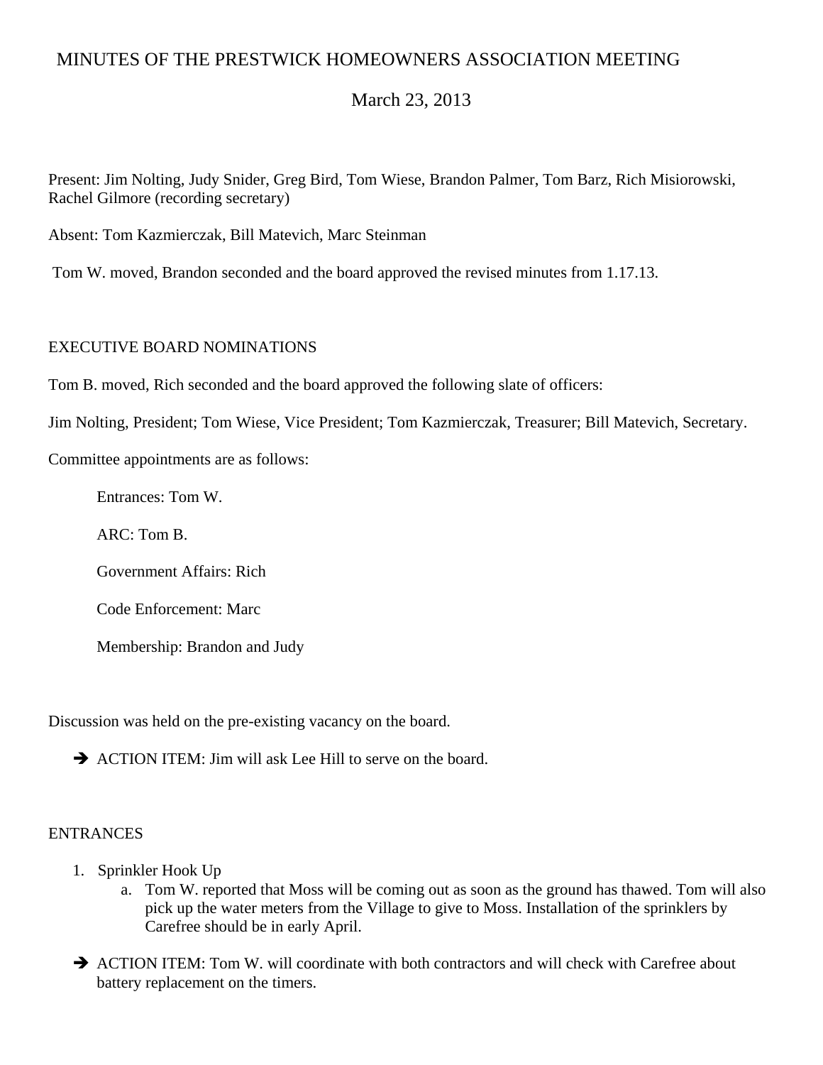# MINUTES OF THE PRESTWICK HOMEOWNERS ASSOCIATION MEETING

## March 23, 2013

Present: Jim Nolting, Judy Snider, Greg Bird, Tom Wiese, Brandon Palmer, Tom Barz, Rich Misiorowski, Rachel Gilmore (recording secretary)

Absent: Tom Kazmierczak, Bill Matevich, Marc Steinman

Tom W. moved, Brandon seconded and the board approved the revised minutes from 1.17.13.

## EXECUTIVE BOARD NOMINATIONS

Tom B. moved, Rich seconded and the board approved the following slate of officers:

Jim Nolting, President; Tom Wiese, Vice President; Tom Kazmierczak, Treasurer; Bill Matevich, Secretary.

Committee appointments are as follows:

- Entrances: Tom W.
- ARC: Tom B.
- Government Affairs: Rich
- Code Enforcement: Marc
- Membership: Brandon and Judy

Discussion was held on the pre-existing vacancy on the board.

➔ ACTION ITEM: Jim will ask Lee Hill to serve on the board.

## ENTRANCES

1. Sprinkler Hook Up
   a. Tom W. reported that Moss will be coming out as soon as the ground has thawed. Tom will also pick up the water meters from the Village to give to Moss. Installation of the sprinklers by Carefree should be in early April.

➔ ACTION ITEM: Tom W. will coordinate with both contractors and will check with Carefree about battery replacement on the timers.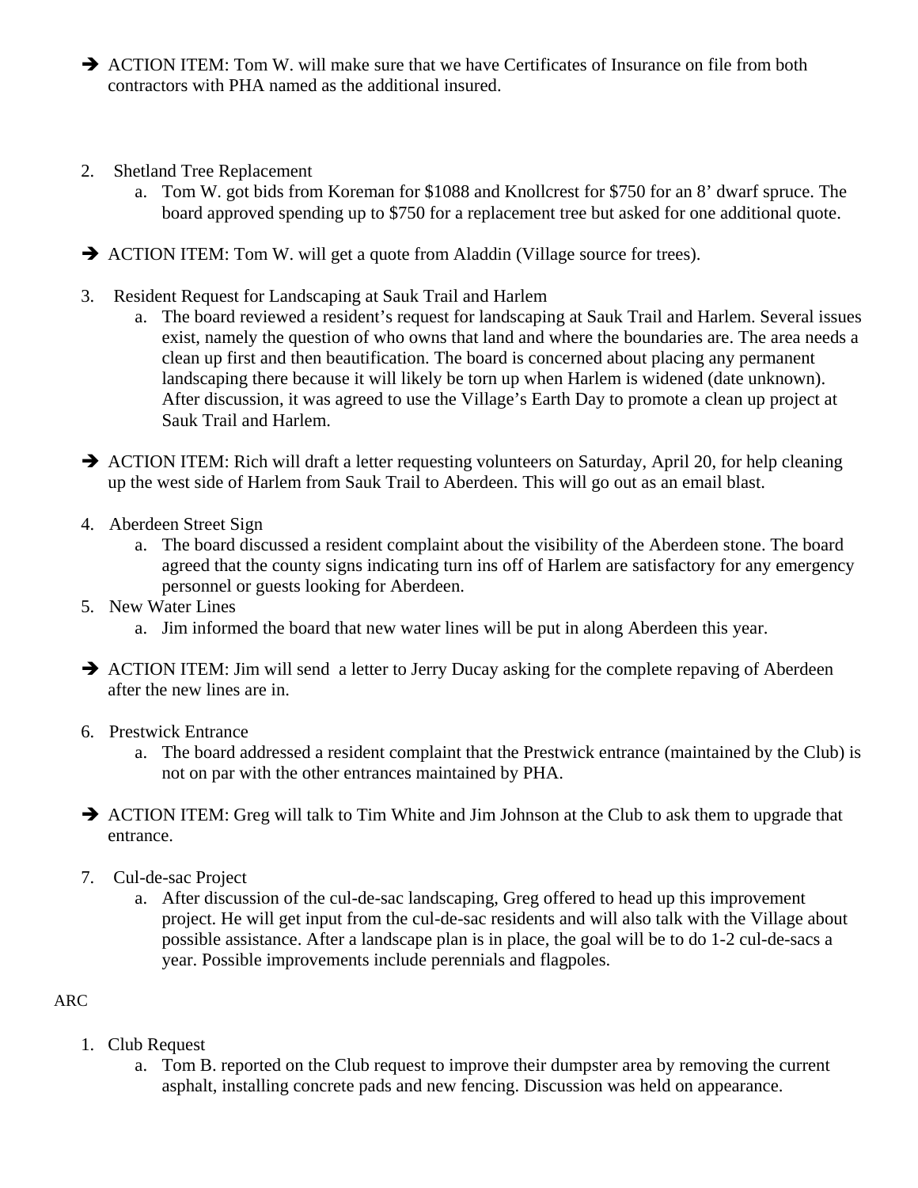➔ ACTION ITEM: Tom W. will make sure that we have Certificates of Insurance on file from both contractors with PHA named as the additional insured.

2. Shetland Tree Replacement
    a. Tom W. got bids from Koreman for $1088 and Knollcrest for $750 for an 8' dwarf spruce. The board approved spending up to $750 for a replacement tree but asked for one additional quote.

➔ ACTION ITEM: Tom W. will get a quote from Aladdin (Village source for trees).

3. Resident Request for Landscaping at Sauk Trail and Harlem
    a. The board reviewed a resident's request for landscaping at Sauk Trail and Harlem. Several issues exist, namely the question of who owns that land and where the boundaries are. The area needs a clean up first and then beautification. The board is concerned about placing any permanent landscaping there because it will likely be torn up when Harlem is widened (date unknown). After discussion, it was agreed to use the Village's Earth Day to promote a clean up project at Sauk Trail and Harlem.

➔ ACTION ITEM: Rich will draft a letter requesting volunteers on Saturday, April 20, for help cleaning up the west side of Harlem from Sauk Trail to Aberdeen. This will go out as an email blast.

4. Aberdeen Street Sign
    a. The board discussed a resident complaint about the visibility of the Aberdeen stone. The board agreed that the county signs indicating turn ins off of Harlem are satisfactory for any emergency personnel or guests looking for Aberdeen.
5. New Water Lines
    a. Jim informed the board that new water lines will be put in along Aberdeen this year.

➔ ACTION ITEM: Jim will send a letter to Jerry Ducay asking for the complete repaving of Aberdeen after the new lines are in.

6. Prestwick Entrance
    a. The board addressed a resident complaint that the Prestwick entrance (maintained by the Club) is not on par with the other entrances maintained by PHA.

➔ ACTION ITEM: Greg will talk to Tim White and Jim Johnson at the Club to ask them to upgrade that entrance.

7. Cul-de-sac Project
    a. After discussion of the cul-de-sac landscaping, Greg offered to head up this improvement project. He will get input from the cul-de-sac residents and will also talk with the Village about possible assistance. After a landscape plan is in place, the goal will be to do 1-2 cul-de-sacs a year. Possible improvements include perennials and flagpoles.

ARC

1. Club Request
    a. Tom B. reported on the Club request to improve their dumpster area by removing the current asphalt, installing concrete pads and new fencing. Discussion was held on appearance.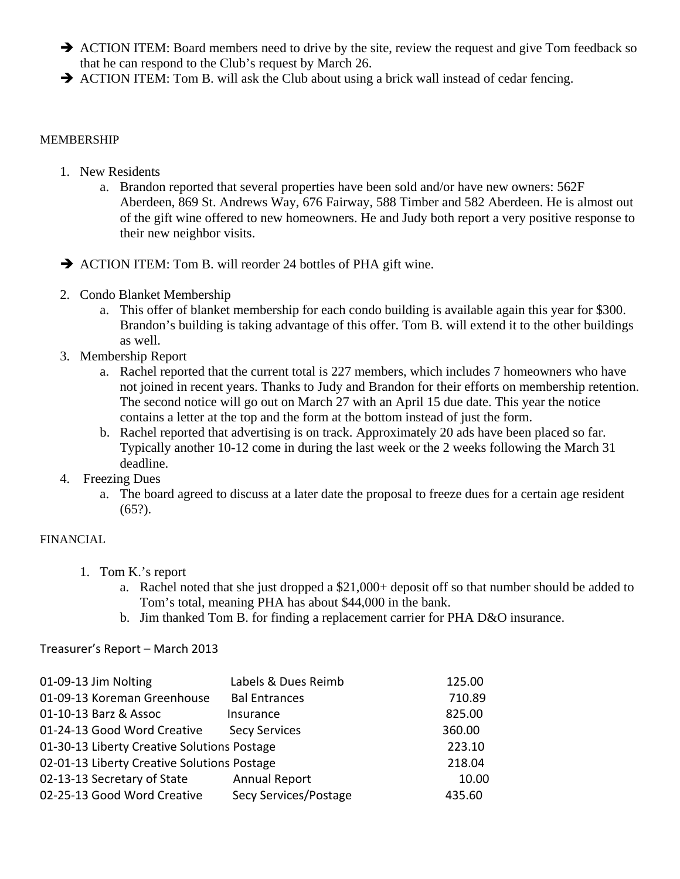- ➔ ACTION ITEM: Board members need to drive by the site, review the request and give Tom feedback so that he can respond to the Club's request by March 26.
- ➔ ACTION ITEM: Tom B. will ask the Club about using a brick wall instead of cedar fencing.

MEMBERSHIP

1. New Residents
   a. Brandon reported that several properties have been sold and/or have new owners: 562F Aberdeen, 869 St. Andrews Way, 676 Fairway, 588 Timber and 582 Aberdeen. He is almost out of the gift wine offered to new homeowners. He and Judy both report a very positive response to their new neighbor visits.

- ➔ ACTION ITEM: Tom B. will reorder 24 bottles of PHA gift wine.

2. Condo Blanket Membership
   a. This offer of blanket membership for each condo building is available again this year for $300. Brandon's building is taking advantage of this offer. Tom B. will extend it to the other buildings as well.
3. Membership Report
   a. Rachel reported that the current total is 227 members, which includes 7 homeowners who have not joined in recent years. Thanks to Judy and Brandon for their efforts on membership retention. The second notice will go out on March 27 with an April 15 due date. This year the notice contains a letter at the top and the form at the bottom instead of just the form.
   b. Rachel reported that advertising is on track. Approximately 20 ads have been placed so far. Typically another 10-12 come in during the last week or the 2 weeks following the March 31 deadline.
4. Freezing Dues
   a. The board agreed to discuss at a later date the proposal to freeze dues for a certain age resident (65?).

FINANCIAL

1. Tom K.'s report
   a. Rachel noted that she just dropped a $21,000+ deposit off so that number should be added to Tom's total, meaning PHA has about $44,000 in the bank.
   b. Jim thanked Tom B. for finding a replacement carrier for PHA D&O insurance.

Treasurer's Report – March 2013

| Date | Payee | Description | Amount |
|---|---|---|---|
| 01-09-13 | Jim Nolting | Labels & Dues Reimb | 125.00 |
| 01-09-13 | Koreman Greenhouse | Bal Entrances | 710.89 |
| 01-10-13 | Barz & Assoc | Insurance | 825.00 |
| 01-24-13 | Good Word Creative | Secy Services | 360.00 |
| 01-30-13 | Liberty Creative Solutions | Postage | 223.10 |
| 02-01-13 | Liberty Creative Solutions | Postage | 218.04 |
| 02-13-13 | Secretary of State | Annual Report | 10.00 |
| 02-25-13 | Good Word Creative | Secy Services/Postage | 435.60 |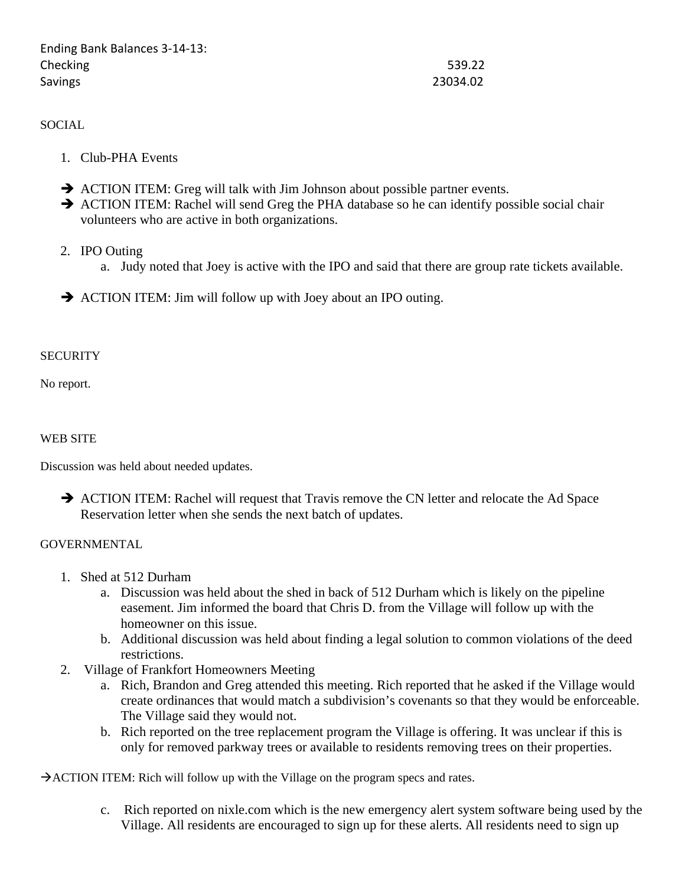Ending Bank Balances 3-14-13:

| | |
|---|---|
| Checking | 539.22 |
| Savings | 23034.02 |

SOCIAL

1. Club-PHA Events

➔ ACTION ITEM: Greg will talk with Jim Johnson about possible partner events.
➔ ACTION ITEM: Rachel will send Greg the PHA database so he can identify possible social chair volunteers who are active in both organizations.

2. IPO Outing
   a. Judy noted that Joey is active with the IPO and said that there are group rate tickets available.

➔ ACTION ITEM: Jim will follow up with Joey about an IPO outing.

SECURITY

No report.

WEB SITE

Discussion was held about needed updates.

➔ ACTION ITEM: Rachel will request that Travis remove the CN letter and relocate the Ad Space Reservation letter when she sends the next batch of updates.

GOVERNMENTAL

1. Shed at 512 Durham
   a. Discussion was held about the shed in back of 512 Durham which is likely on the pipeline easement. Jim informed the board that Chris D. from the Village will follow up with the homeowner on this issue.
   b. Additional discussion was held about finding a legal solution to common violations of the deed restrictions.
2. Village of Frankfort Homeowners Meeting
   a. Rich, Brandon and Greg attended this meeting. Rich reported that he asked if the Village would create ordinances that would match a subdivision's covenants so that they would be enforceable. The Village said they would not.
   b. Rich reported on the tree replacement program the Village is offering. It was unclear if this is only for removed parkway trees or available to residents removing trees on their properties.

➔ACTION ITEM: Rich will follow up with the Village on the program specs and rates.

   c. Rich reported on nixle.com which is the new emergency alert system software being used by the Village. All residents are encouraged to sign up for these alerts. All residents need to sign up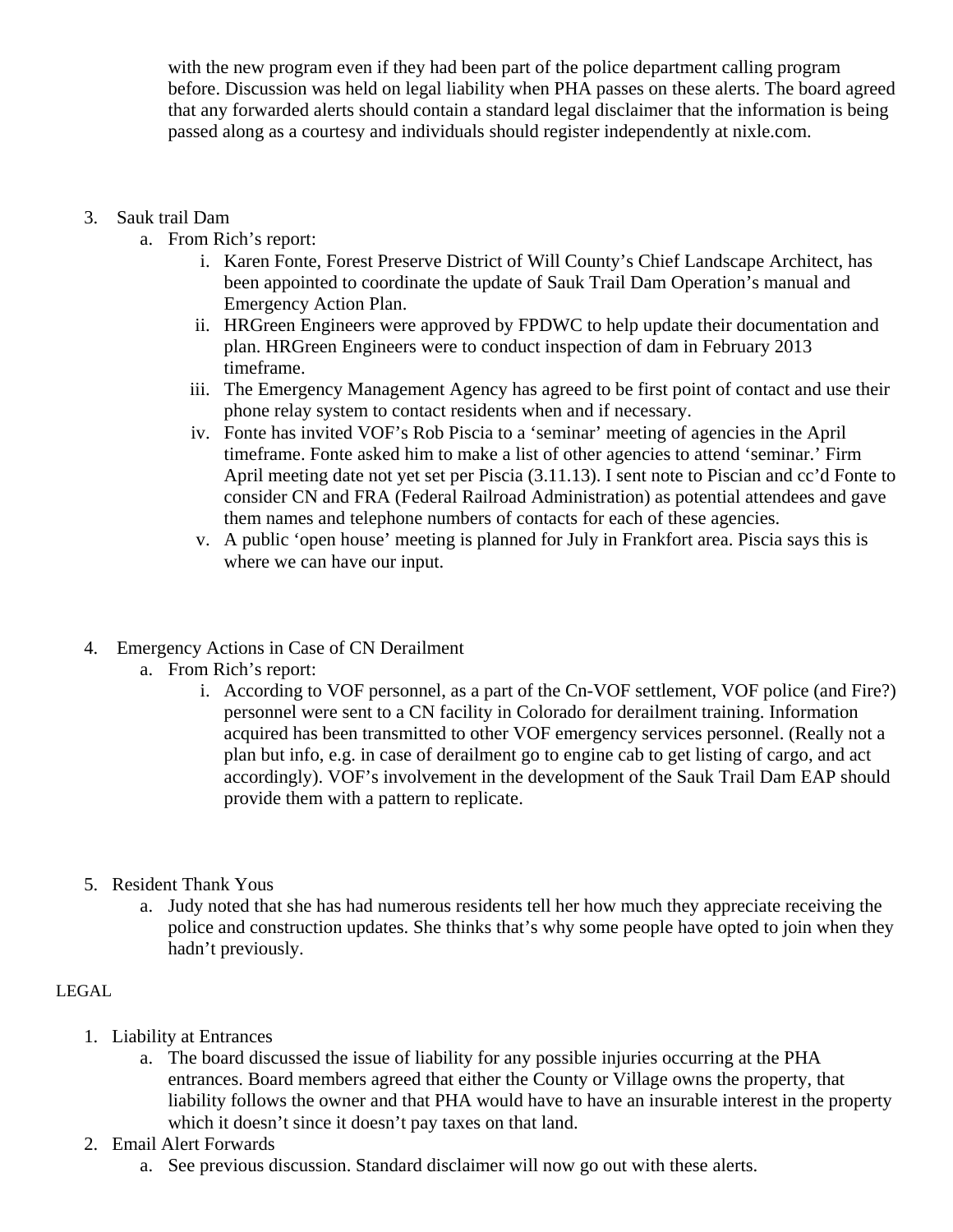with the new program even if they had been part of the police department calling program before. Discussion was held on legal liability when PHA passes on these alerts. The board agreed that any forwarded alerts should contain a standard legal disclaimer that the information is being passed along as a courtesy and individuals should register independently at nixle.com.

3. Sauk trail Dam
   a. From Rich's report:
      i. Karen Fonte, Forest Preserve District of Will County's Chief Landscape Architect, has been appointed to coordinate the update of Sauk Trail Dam Operation's manual and Emergency Action Plan.
      ii. HRGreen Engineers were approved by FPDWC to help update their documentation and plan. HRGreen Engineers were to conduct inspection of dam in February 2013 timeframe.
      iii. The Emergency Management Agency has agreed to be first point of contact and use their phone relay system to contact residents when and if necessary.
      iv. Fonte has invited VOF's Rob Piscia to a 'seminar' meeting of agencies in the April timeframe. Fonte asked him to make a list of other agencies to attend 'seminar.' Firm April meeting date not yet set per Piscia (3.11.13). I sent note to Piscian and cc'd Fonte to consider CN and FRA (Federal Railroad Administration) as potential attendees and gave them names and telephone numbers of contacts for each of these agencies.
      v. A public 'open house' meeting is planned for July in Frankfort area. Piscia says this is where we can have our input.

4. Emergency Actions in Case of CN Derailment
   a. From Rich's report:
      i. According to VOF personnel, as a part of the Cn-VOF settlement, VOF police (and Fire?) personnel were sent to a CN facility in Colorado for derailment training. Information acquired has been transmitted to other VOF emergency services personnel. (Really not a plan but info, e.g. in case of derailment go to engine cab to get listing of cargo, and act accordingly). VOF's involvement in the development of the Sauk Trail Dam EAP should provide them with a pattern to replicate.

5. Resident Thank Yous
   a. Judy noted that she has had numerous residents tell her how much they appreciate receiving the police and construction updates. She thinks that's why some people have opted to join when they hadn't previously.

LEGAL

1. Liability at Entrances
   a. The board discussed the issue of liability for any possible injuries occurring at the PHA entrances. Board members agreed that either the County or Village owns the property, that liability follows the owner and that PHA would have to have an insurable interest in the property which it doesn't since it doesn't pay taxes on that land.
2. Email Alert Forwards
   a. See previous discussion. Standard disclaimer will now go out with these alerts.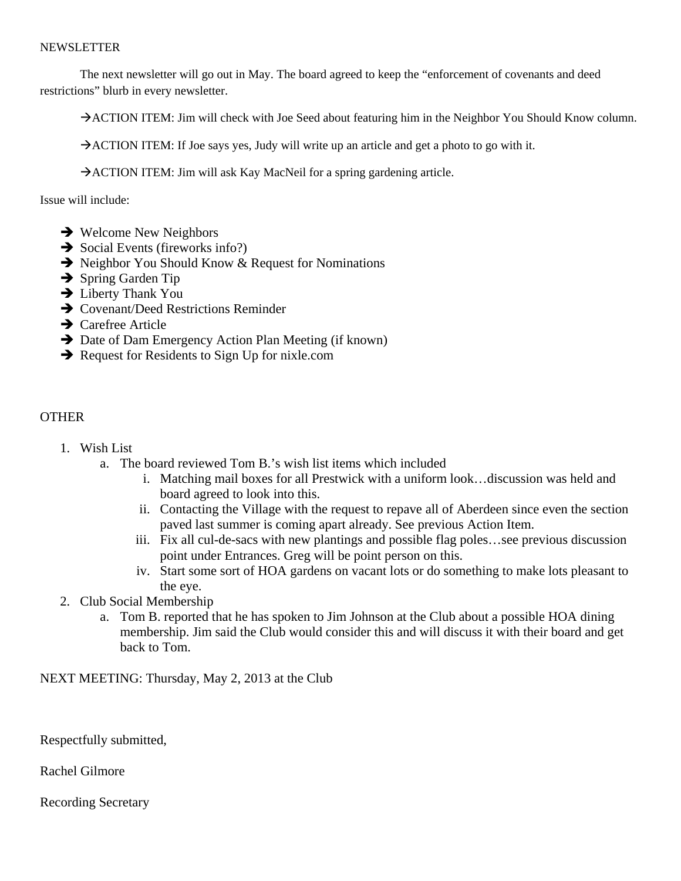NEWSLETTER

The next newsletter will go out in May. The board agreed to keep the "enforcement of covenants and deed restrictions" blurb in every newsletter.

→ACTION ITEM: Jim will check with Joe Seed about featuring him in the Neighbor You Should Know column.

→ACTION ITEM: If Joe says yes, Judy will write up an article and get a photo to go with it.

→ACTION ITEM: Jim will ask Kay MacNeil for a spring gardening article.

Issue will include:

- Welcome New Neighbors
- Social Events (fireworks info?)
- Neighbor You Should Know & Request for Nominations
- Spring Garden Tip
- Liberty Thank You
- Covenant/Deed Restrictions Reminder
- Carefree Article
- Date of Dam Emergency Action Plan Meeting (if known)
- Request for Residents to Sign Up for nixle.com

OTHER

1. Wish List
    a. The board reviewed Tom B.'s wish list items which included
        i. Matching mail boxes for all Prestwick with a uniform look…discussion was held and board agreed to look into this.
        ii. Contacting the Village with the request to repave all of Aberdeen since even the section paved last summer is coming apart already. See previous Action Item.
        iii. Fix all cul-de-sacs with new plantings and possible flag poles…see previous discussion point under Entrances. Greg will be point person on this.
        iv. Start some sort of HOA gardens on vacant lots or do something to make lots pleasant to the eye.
2. Club Social Membership
    a. Tom B. reported that he has spoken to Jim Johnson at the Club about a possible HOA dining membership. Jim said the Club would consider this and will discuss it with their board and get back to Tom.

NEXT MEETING: Thursday, May 2, 2013 at the Club

Respectfully submitted,

Rachel Gilmore

Recording Secretary